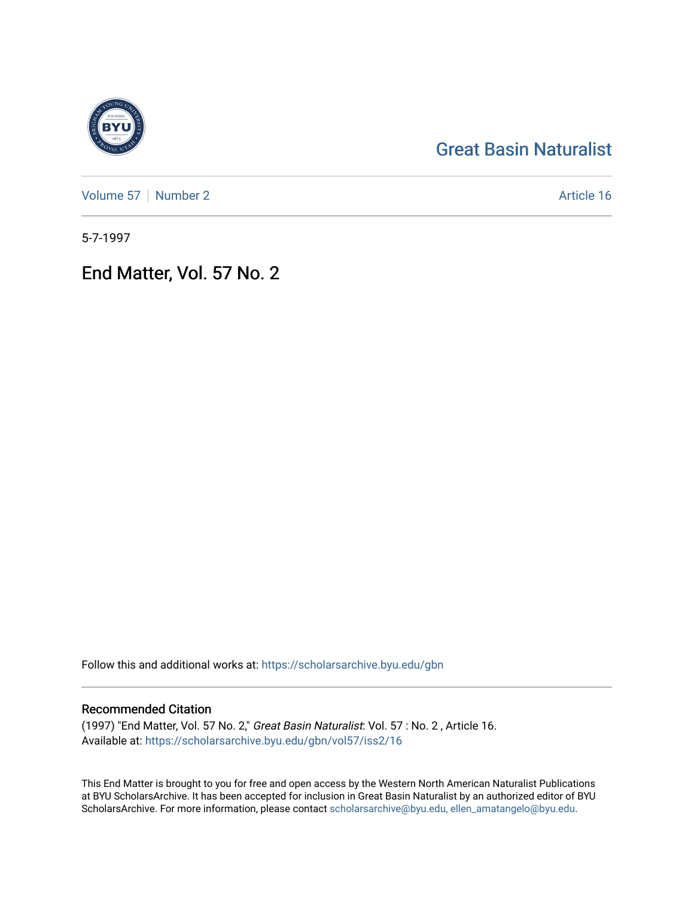Great Basin Naturalist

Volume 57 | Number 2

Article 16

5-7-1997

# End Matter, Vol. 57 No. 2

Follow this and additional works at: https://scholarsarchive.byu.edu/gbn

## Recommended Citation

(1997) "End Matter, Vol. 57 No. 2," *Great Basin Naturalist*: Vol. 57 : No. 2 , Article 16.
Available at: https://scholarsarchive.byu.edu/gbn/vol57/iss2/16

This End Matter is brought to you for free and open access by the Western North American Naturalist Publications at BYU ScholarsArchive. It has been accepted for inclusion in Great Basin Naturalist by an authorized editor of BYU ScholarsArchive. For more information, please contact scholarsarchive@byu.edu, ellen_amatangelo@byu.edu.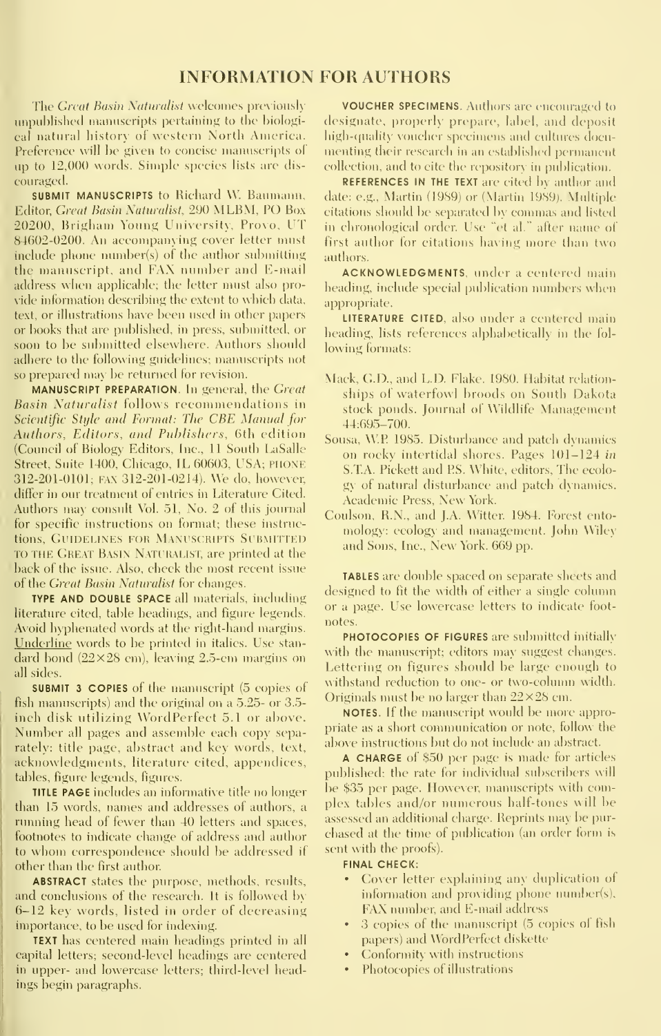# INFORMATION FOR AUTHORS

The *Great Basin Naturalist* welcomes previously unpublished manuscripts pertaining to the biological natural history of western North America. Preference will be given to concise manuscripts of up to 12,000 words. Simple species lists are discouraged.

**SUBMIT MANUSCRIPTS** to Richard W. Baumann, Editor, *Great Basin Naturalist*, 290 MLBM, PO Box 20200, Brigham Young University, Provo, UT 84602-0200. An accompanying cover letter must include phone number(s) of the author submitting the manuscript, and FAX number and E-mail address when applicable; the letter must also provide information describing the extent to which data, text, or illustrations have been used in other papers or books that are published, in press, submitted, or soon to be submitted elsewhere. Authors should adhere to the following guidelines; manuscripts not so prepared may be returned for revision.

**MANUSCRIPT PREPARATION.** In general, the *Great Basin Naturalist* follows recommendations in *Scientific Style and Format: The CBE Manual for Authors, Editors, and Publishers*, 6th edition (Council of Biology Editors, Inc., 11 South LaSalle Street, Suite 1400, Chicago, IL 60603, USA; PHONE 312-201-0101; FAX 312-201-0214). We do, however, differ in our treatment of entries in Literature Cited. Authors may consult Vol. 51, No. 2 of this journal for specific instructions on format; these instructions, GUIDELINES FOR MANUSCRIPTS SUBMITTED TO THE GREAT BASIN NATURALIST, are printed at the back of the issue. Also, check the most recent issue of the *Great Basin Naturalist* for changes.

**TYPE AND DOUBLE SPACE** all materials, including literature cited, table headings, and figure legends. Avoid hyphenated words at the right-hand margins. Underline words to be printed in italics. Use standard bond (22×28 cm), leaving 2.5-cm margins on all sides.

**SUBMIT 3 COPIES** of the manuscript (5 copies of fish manuscripts) and the original on a 5.25- or 3.5-inch disk utilizing WordPerfect 5.1 or above. Number all pages and assemble each copy separately: title page, abstract and key words, text, acknowledgments, literature cited, appendices, tables, figure legends, figures.

**TITLE PAGE** includes an informative title no longer than 15 words, names and addresses of authors, a running head of fewer than 40 letters and spaces, footnotes to indicate change of address and author to whom correspondence should be addressed if other than the first author.

**ABSTRACT** states the purpose, methods, results, and conclusions of the research. It is followed by 6–12 key words, listed in order of decreasing importance, to be used for indexing.

**TEXT** has centered main headings printed in all capital letters; second-level headings are centered in upper- and lowercase letters; third-level headings begin paragraphs.

**VOUCHER SPECIMENS.** Authors are encouraged to designate, properly prepare, label, and deposit high-quality voucher specimens and cultures documenting their research in an established permanent collection, and to cite the repository in publication.

**REFERENCES IN THE TEXT** are cited by author and date: e.g., Martin (1989) or (Martin 1989). Multiple citations should be separated by commas and listed in chronological order. Use "et al." after name of first author for citations having more than two authors.

**ACKNOWLEDGMENTS**, under a centered main heading, include special publication numbers when appropriate.

**LITERATURE CITED**, also under a centered main heading, lists references alphabetically in the following formats:

Mack, G.D., and L.D. Flake. 1980. Habitat relationships of waterfowl broods on South Dakota stock ponds. Journal of Wildlife Management 44:695–700.

Sousa, W.P. 1985. Disturbance and patch dynamics on rocky intertidal shores. Pages 101–124 *in* S.T.A. Pickett and P.S. White, editors, The ecology of natural disturbance and patch dynamics. Academic Press, New York.

Coulson, R.N., and J.A. Witter. 1984. Forest entomology: ecology and management. John Wiley and Sons, Inc., New York. 669 pp.

**TABLES** are double spaced on separate sheets and designed to fit the width of either a single column or a page. Use lowercase letters to indicate footnotes.

**PHOTOCOPIES OF FIGURES** are submitted initially with the manuscript; editors may suggest changes. Lettering on figures should be large enough to withstand reduction to one- or two-column width. Originals must be no larger than 22×28 cm.

**NOTES.** If the manuscript would be more appropriate as a short communication or note, follow the above instructions but do not include an abstract.

**A CHARGE** of $50 per page is made for articles published; the rate for individual subscribers will be $35 per page. However, manuscripts with complex tables and/or numerous half-tones will be assessed an additional charge. Reprints may be purchased at the time of publication (an order form is sent with the proofs).

**FINAL CHECK:**

- Cover letter explaining any duplication of information and providing phone number(s), FAX number, and E-mail address
- 3 copies of the manuscript (5 copies of fish papers) and WordPerfect diskette
- Conformity with instructions
- Photocopies of illustrations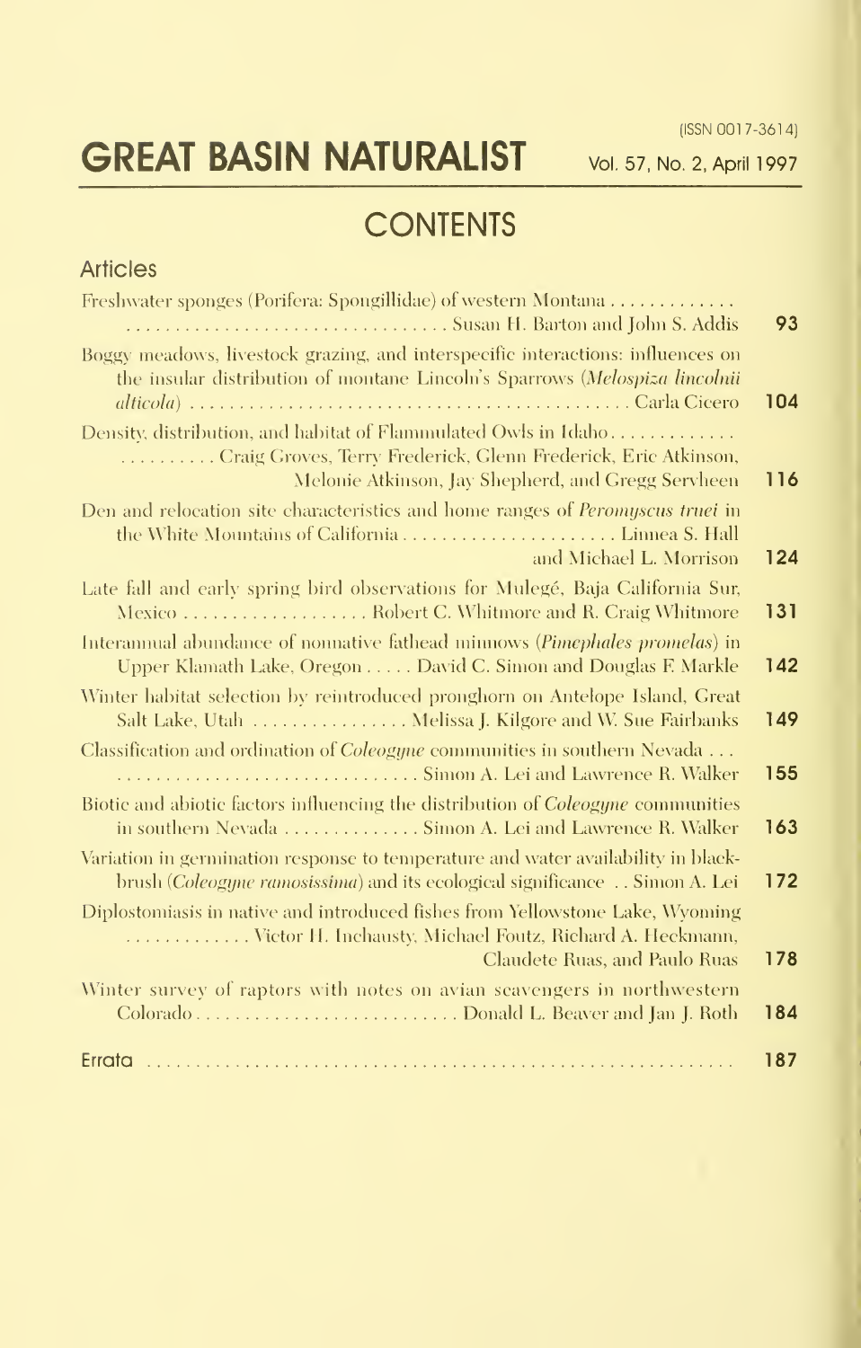(ISSN 0017-3614)

# GREAT BASIN NATURALIST

Vol. 57, No. 2, April 1997

## CONTENTS

### Articles

Freshwater sponges (Porifera: Spongillidae) of western Montana . . . . . . . . . . . . . . . . . . . . . . . . . . . . . . . . . . . . . . . . . . . . . . . . Susan H. Barton and John S. Addis **93**

Boggy meadows, livestock grazing, and interspecific interactions: influences on the insular distribution of montane Lincoln's Sparrows (*Melospiza lincolnii alticola*) . . . . . . . . . . . . . . . . . . . . . . . . . . . . . . . . . . . . . . . . . . . . Carla Cicero **104**

Density, distribution, and habitat of Flammulated Owls in Idaho . . . . . . . . . . . . . . . . . . . . . . . Craig Groves, Terry Frederick, Glenn Frederick, Eric Atkinson, Melonie Atkinson, Jay Shepherd, and Gregg Servheen **116**

Den and relocation site characteristics and home ranges of *Peromyscus truei* in the White Mountains of California . . . . . . . . . . . . . . . . . . . . . . Linnea S. Hall and Michael L. Morrison **124**

Late fall and early spring bird observations for Mulegé, Baja California Sur, Mexico . . . . . . . . . . . . . . . . . . . Robert C. Whitmore and R. Craig Whitmore **131**

Interannual abundance of nonnative fathead minnows (*Pimephales promelas*) in Upper Klamath Lake, Oregon . . . . . David C. Simon and Douglas F. Markle **142**

Winter habitat selection by reintroduced pronghorn on Antelope Island, Great Salt Lake, Utah . . . . . . . . . . . . . . . . Melissa J. Kilgore and W. Sue Fairbanks **149**

Classification and ordination of *Coleogyne* communities in southern Nevada . . . . . . . . . . . . . . . . . . . . . . . . . . . . . . . . . . Simon A. Lei and Lawrence R. Walker **155**

Biotic and abiotic factors influencing the distribution of *Coleogyne* communities in southern Nevada . . . . . . . . . . . . . . Simon A. Lei and Lawrence R. Walker **163**

Variation in germination response to temperature and water availability in blackbrush (*Coleogyne ramosissima*) and its ecological significance . . Simon A. Lei **172**

Diplostomiasis in native and introduced fishes from Yellowstone Lake, Wyoming . . . . . . . . . . . . . Victor H. Inchausty, Michael Foutz, Richard A. Heckmann, Claudete Ruas, and Paulo Ruas **178**

Winter survey of raptors with notes on avian scavengers in northwestern Colorado . . . . . . . . . . . . . . . . . . . . . . . . . . . Donald L. Beaver and Jan J. Roth **184**

Errata . . . . . . . . . . . . . . . . . . . . . . . . . . . . . . . . . . . . . . . . . . . . . . . . . . . . . . . . . . . . **187**